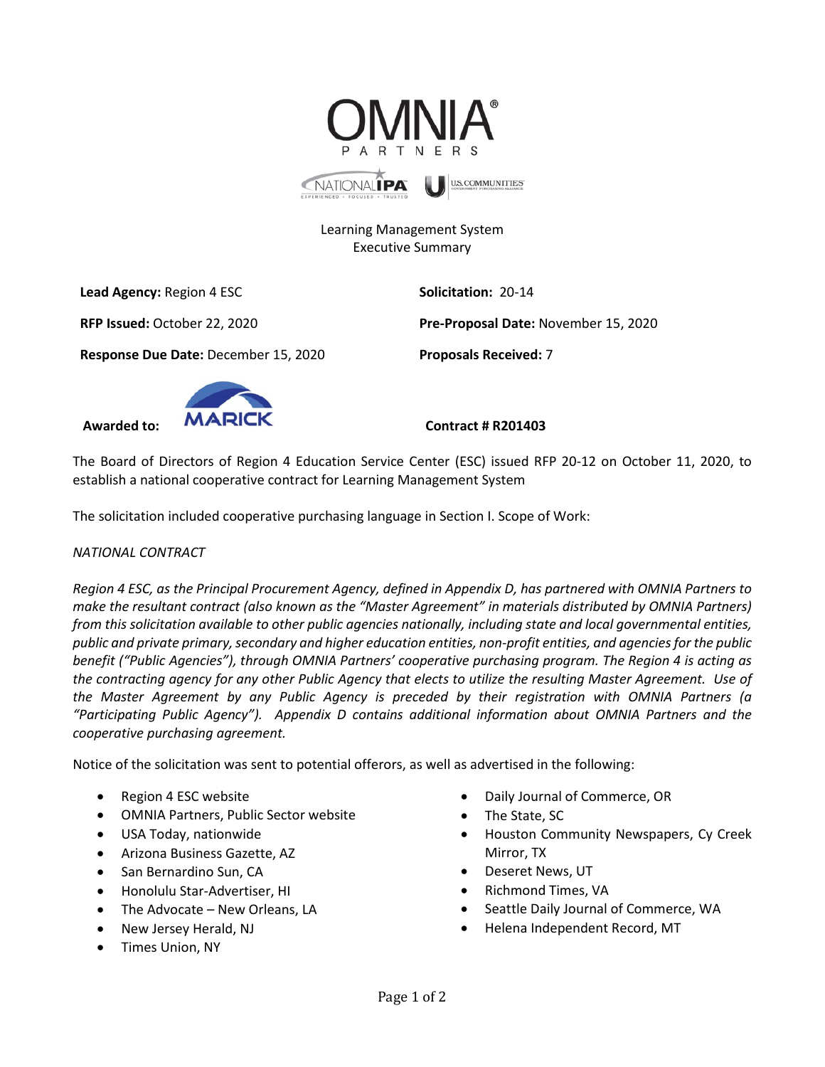OMNIA® PARTNERS

NATIONAL IPA | U.S. COMMUNITIES

Learning Management System
Executive Summary

**Lead Agency:** Region 4 ESC

**Solicitation:** 20-14

**RFP Issued:** October 22, 2020

**Pre-Proposal Date:** November 15, 2020

**Response Due Date:** December 15, 2020

**Proposals Received:** 7

**Awarded to:** MARICK

**Contract # R201403**

The Board of Directors of Region 4 Education Service Center (ESC) issued RFP 20-12 on October 11, 2020, to establish a national cooperative contract for Learning Management System

The solicitation included cooperative purchasing language in Section I. Scope of Work:

*NATIONAL CONTRACT*

*Region 4 ESC, as the Principal Procurement Agency, defined in Appendix D, has partnered with OMNIA Partners to make the resultant contract (also known as the "Master Agreement" in materials distributed by OMNIA Partners) from this solicitation available to other public agencies nationally, including state and local governmental entities, public and private primary, secondary and higher education entities, non-profit entities, and agencies for the public benefit ("Public Agencies"), through OMNIA Partners' cooperative purchasing program. The Region 4 is acting as the contracting agency for any other Public Agency that elects to utilize the resulting Master Agreement. Use of the Master Agreement by any Public Agency is preceded by their registration with OMNIA Partners (a "Participating Public Agency"). Appendix D contains additional information about OMNIA Partners and the cooperative purchasing agreement.*

Notice of the solicitation was sent to potential offerors, as well as advertised in the following:

- Region 4 ESC website
- OMNIA Partners, Public Sector website
- USA Today, nationwide
- Arizona Business Gazette, AZ
- San Bernardino Sun, CA
- Honolulu Star-Advertiser, HI
- The Advocate – New Orleans, LA
- New Jersey Herald, NJ
- Times Union, NY
- Daily Journal of Commerce, OR
- The State, SC
- Houston Community Newspapers, Cy Creek Mirror, TX
- Deseret News, UT
- Richmond Times, VA
- Seattle Daily Journal of Commerce, WA
- Helena Independent Record, MT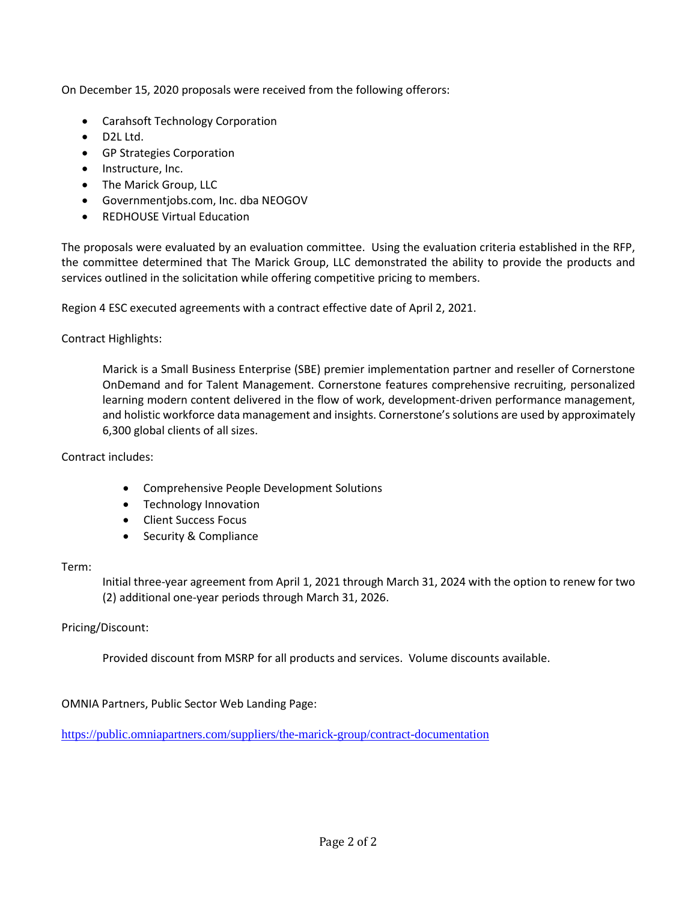On December 15, 2020 proposals were received from the following offerors:

- Carahsoft Technology Corporation
- D2L Ltd.
- GP Strategies Corporation
- Instructure, Inc.
- The Marick Group, LLC
- Governmentjobs.com, Inc. dba NEOGOV
- REDHOUSE Virtual Education

The proposals were evaluated by an evaluation committee. Using the evaluation criteria established in the RFP, the committee determined that The Marick Group, LLC demonstrated the ability to provide the products and services outlined in the solicitation while offering competitive pricing to members.

Region 4 ESC executed agreements with a contract effective date of April 2, 2021.

Contract Highlights:

> Marick is a Small Business Enterprise (SBE) premier implementation partner and reseller of Cornerstone OnDemand and for Talent Management. Cornerstone features comprehensive recruiting, personalized learning modern content delivered in the flow of work, development-driven performance management, and holistic workforce data management and insights. Cornerstone's solutions are used by approximately 6,300 global clients of all sizes.

Contract includes:

- Comprehensive People Development Solutions
- Technology Innovation
- Client Success Focus
- Security & Compliance

Term:

> Initial three-year agreement from April 1, 2021 through March 31, 2024 with the option to renew for two (2) additional one-year periods through March 31, 2026.

Pricing/Discount:

> Provided discount from MSRP for all products and services. Volume discounts available.

OMNIA Partners, Public Sector Web Landing Page:

https://public.omniapartners.com/suppliers/the-marick-group/contract-documentation